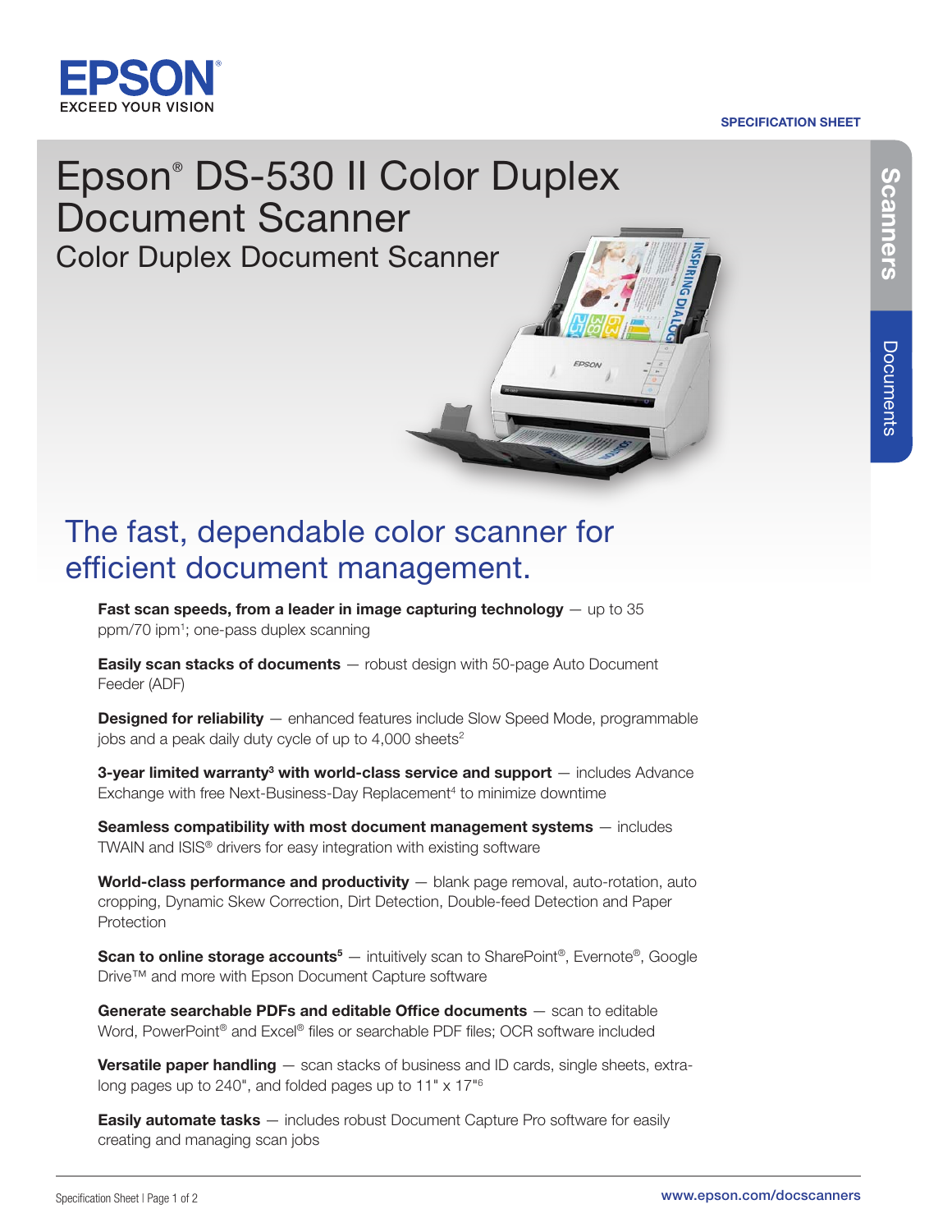EPSON
EXCEED YOUR VISION

SPECIFICATION SHEET

Scanners

Documents

# Epson® DS-530 II Color Duplex Document Scanner

## Color Duplex Document Scanner

## The fast, dependable color scanner for efficient document management.

**Fast scan speeds, from a leader in image capturing technology** — up to 35 ppm/70 ipm[1]; one-pass duplex scanning

**Easily scan stacks of documents** — robust design with 50-page Auto Document Feeder (ADF)

**Designed for reliability** — enhanced features include Slow Speed Mode, programmable jobs and a peak daily duty cycle of up to 4,000 sheets[2]

**3-year limited warranty[3] with world-class service and support** — includes Advance Exchange with free Next-Business-Day Replacement[4] to minimize downtime

**Seamless compatibility with most document management systems** — includes TWAIN and ISIS® drivers for easy integration with existing software

**World-class performance and productivity** — blank page removal, auto-rotation, auto cropping, Dynamic Skew Correction, Dirt Detection, Double-feed Detection and Paper Protection

**Scan to online storage accounts[5]** — intuitively scan to SharePoint®, Evernote®, Google Drive™ and more with Epson Document Capture software

**Generate searchable PDFs and editable Office documents** — scan to editable Word, PowerPoint® and Excel® files or searchable PDF files; OCR software included

**Versatile paper handling** — scan stacks of business and ID cards, single sheets, extra-long pages up to 240", and folded pages up to 11" x 17"[6]

**Easily automate tasks** — includes robust Document Capture Pro software for easily creating and managing scan jobs

www.epson.com/docscanners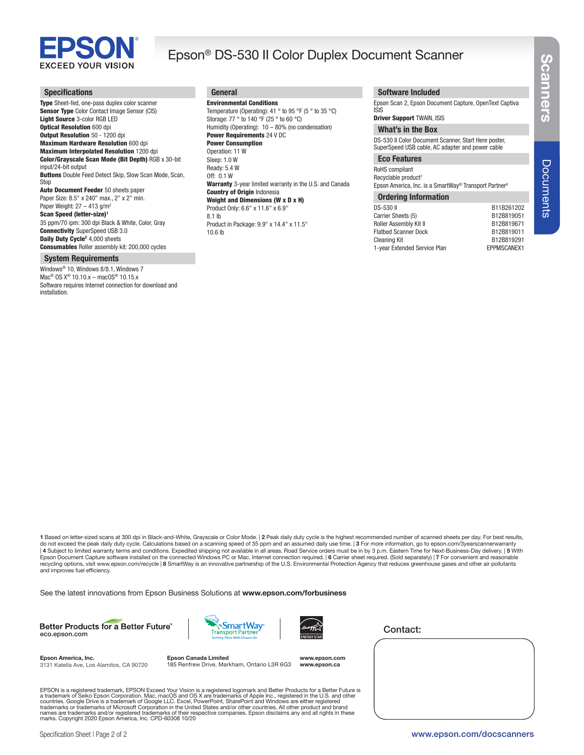# Epson® DS-530 II Color Duplex Document Scanner

## Specifications

**Type** Sheet-fed, one-pass duplex color scanner
**Sensor Type** Color Contact Image Sensor (CIS)
**Light Source** 3-color RGB LED
**Optical Resolution** 600 dpi
**Output Resolution** 50 - 1200 dpi
**Maximum Hardware Resolution** 600 dpi
**Maximum Interpolated Resolution** 1200 dpi
**Color/Grayscale Scan Mode (Bit Depth)** RGB x 30-bit input/24-bit output
**Buttons** Double Feed Detect Skip, Slow Scan Mode, Scan, Stop
**Auto Document Feeder** 50 sheets paper
Paper Size: 8.5" x 240" max., 2" x 2" min.
Paper Weight: 27 – 413 g/m²
**Scan Speed (letter-size)[1]**
35 ppm/70 ipm: 300 dpi Black & White, Color, Gray
**Connectivity** SuperSpeed USB 3.0
**Daily Duty Cycle[2]** 4,000 sheets
**Consumables** Roller assembly kit: 200,000 cycles

## System Requirements

Windows® 10, Windows 8/8.1, Windows 7
Mac® OS X® 10.10.x – macOS® 10.15.x
Software requires Internet connection for download and installation.

## General

**Environmental Conditions**
Temperature (Operating): 41 ° to 95 °F (5 ° to 35 °C)
Storage: 77 ° to 140 °F (25 ° to 60 °C)
Humidity (Operating): 10 – 80% (no condensation)
**Power Requirements** 24 V DC
**Power Consumption**
Operation: 11 W
Sleep: 1.0 W
Ready: 5.4 W
Off: 0.1 W
**Warranty** 3-year limited warranty in the U.S. and Canada
**Country of Origin** Indonesia
**Weight and Dimensions (W x D x H)**
Product Only: 6.6" x 11.6" x 6.9"
8.1 lb
Product in Package: 9.9" x 14.4" x 11.5"
10.6 lb

## Software Included

Epson Scan 2, Epson Document Capture, OpenText Captiva ISIS
**Driver Support** TWAIN, ISIS

## What's in the Box

DS-530 II Color Document Scanner, Start Here poster, SuperSpeed USB cable, AC adapter and power cable

## Eco Features

RoHS compliant
Recyclable product[7]
Epson America, Inc. is a SmartWay® Transport Partner[8]

## Ordering Information

| | |
|---|---|
| DS-530 II | B11B261202 |
| Carrier Sheets (5) | B12B819051 |
| Roller Assembly Kit II | B12B819671 |
| Flatbed Scanner Dock | B12B819011 |
| Cleaning Kit | B12B819291 |
| 1-year Extended Service Plan | EPPMSCANEX1 |

**1** Based on letter-sized scans at 300 dpi in Black-and-White, Grayscale or Color Mode. | **2** Peak daily duty cycle is the highest recommended number of scanned sheets per day. For best results, do not exceed the peak daily duty cycle. Calculations based on a scanning speed of 35 ppm and an assumed daily use time. | **3** For more information, go to epson.com/3yearscannerwarranty | **4** Subject to limited warranty terms and conditions. Expedited shipping not available in all areas. Road Service orders must be in by 3 p.m. Eastern Time for Next-Business-Day delivery. | **5** With Epson Document Capture software installed on the connected Windows PC or Mac. Internet connection required. | **6** Carrier sheet required. (Sold separately) | **7** For convenient and reasonable recycling options, visit www.epson.com/recycle | **8** SmartWay is an innovative partnership of the U.S. Environmental Protection Agency that reduces greenhouse gases and other air pollutants and improves fuel efficiency.

See the latest innovations from Epson Business Solutions at **www.epson.com/forbusiness**

Better Products for a Better Future℠
eco.epson.com

Contact:

**Epson America, Inc.**
3131 Katella Ave, Los Alamitos, CA 90720

**Epson Canada Limited**
185 Renfrew Drive, Markham, Ontario L3R 6G3

**www.epson.com**
**www.epson.ca**

EPSON is a registered trademark, EPSON Exceed Your Vision is a registered logomark and Better Products for a Better Future is a trademark of Seiko Epson Corporation. Mac, macOS and OS X are trademarks of Apple Inc., registered in the U.S. and other countries. Google Drive is a trademark of Google LLC. Excel, PowerPoint, SharePoint and Windows are either registered trademarks or trademarks of Microsoft Corporation in the United States and/or other countries. All other product and brand names are trademarks and/or registered trademarks of their respective companies. Epson disclaims any and all rights in these marks. Copyright 2020 Epson America, Inc. CPD-60308 10/20

www.epson.com/docscanners